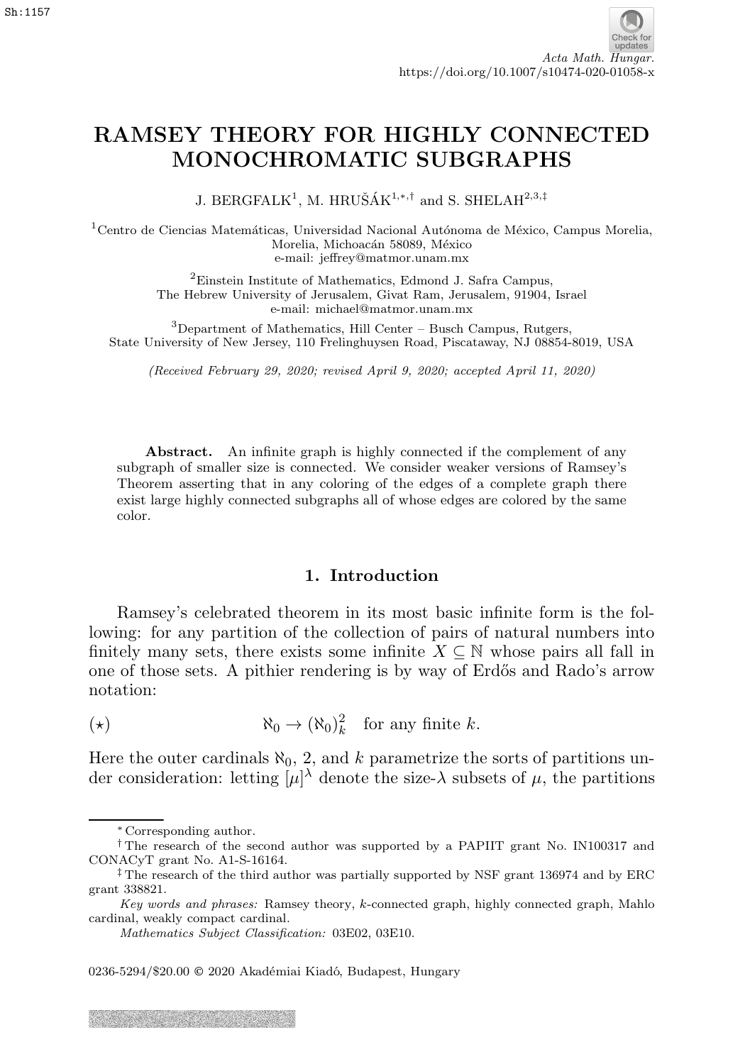# RAMSEY THEORY FOR HIGHLY CONNECTED MONOCHROMATIC SUBGRAPHS

J. BERGFALK[1], M. HRUŠÁK[1,*,†] and S. SHELAH[2,3,‡]

[1]Centro de Ciencias Matemáticas, Universidad Nacional Autónoma de México, Campus Morelia, Morelia, Michoacán 58089, México
e-mail: jeffrey@matmor.unam.mx

[2]Einstein Institute of Mathematics, Edmond J. Safra Campus, The Hebrew University of Jerusalem, Givat Ram, Jerusalem, 91904, Israel
e-mail: michael@matmor.unam.mx

[3]Department of Mathematics, Hill Center – Busch Campus, Rutgers, State University of New Jersey, 110 Frelinghuysen Road, Piscataway, NJ 08854-8019, USA

*(Received February 29, 2020; revised April 9, 2020; accepted April 11, 2020)*

**Abstract.** An infinite graph is highly connected if the complement of any subgraph of smaller size is connected. We consider weaker versions of Ramsey's Theorem asserting that in any coloring of the edges of a complete graph there exist large highly connected subgraphs all of whose edges are colored by the same color.

## 1. Introduction

Ramsey's celebrated theorem in its most basic infinite form is the following: for any partition of the collection of pairs of natural numbers into finitely many sets, there exists some infinite $X \subseteq \mathbb{N}$ whose pairs all fall in one of those sets. A pithier rendering is by way of Erdős and Rado's arrow notation:

$$(\star) \qquad \aleph_0 \to (\aleph_0)^2_k \quad \text{for any finite } k.$$

Here the outer cardinals $\aleph_0$, 2, and $k$ parametrize the sorts of partitions under consideration: letting $[\mu]^\lambda$ denote the size-$\lambda$ subsets of $\mu$, the partitions

---

\* Corresponding author.

† The research of the second author was supported by a PAPIIT grant No. IN100317 and CONACyT grant No. A1-S-16164.

‡ The research of the third author was partially supported by NSF grant 136974 and by ERC grant 338821.

*Key words and phrases:* Ramsey theory, $k$-connected graph, highly connected graph, Mahlo cardinal, weakly compact cardinal.

*Mathematics Subject Classification:* 03E02, 03E10.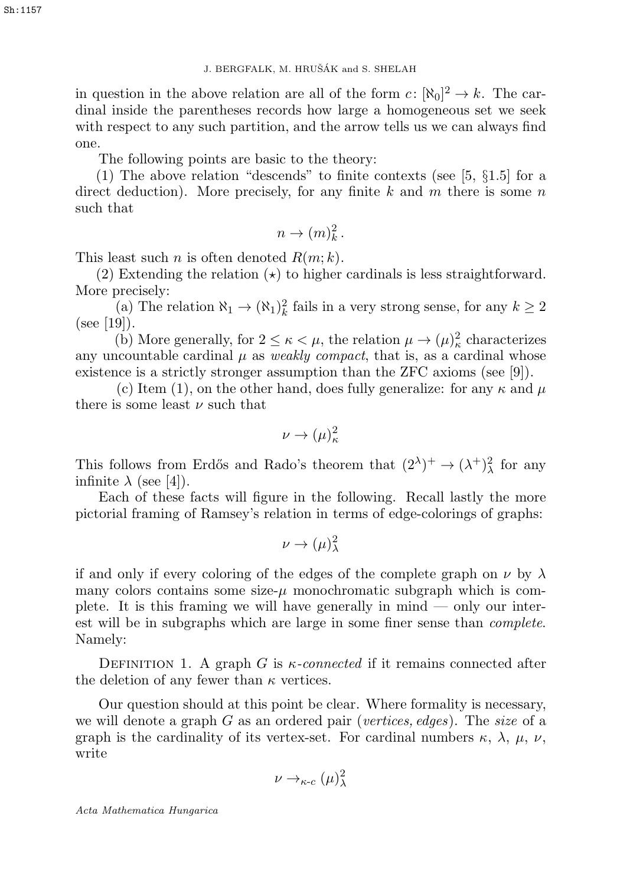in question in the above relation are all of the form $c \colon [\aleph_0]^2 \to k$. The cardinal inside the parentheses records how large a homogeneous set we seek with respect to any such partition, and the arrow tells us we can always find one.

The following points are basic to the theory:

(1) The above relation "descends" to finite contexts (see [5, §1.5] for a direct deduction). More precisely, for any finite $k$ and $m$ there is some $n$ such that

$$n \to (m)^2_k .$$

This least such $n$ is often denoted $R(m; k)$.

(2) Extending the relation $(\star)$ to higher cardinals is less straightforward. More precisely:

(a) The relation $\aleph_1 \to (\aleph_1)^2_k$ fails in a very strong sense, for any $k \geq 2$ (see [19]).

(b) More generally, for $2 \leq \kappa < \mu$, the relation $\mu \to (\mu)^2_\kappa$ characterizes any uncountable cardinal $\mu$ as *weakly compact*, that is, as a cardinal whose existence is a strictly stronger assumption than the ZFC axioms (see [9]).

(c) Item (1), on the other hand, does fully generalize: for any $\kappa$ and $\mu$ there is some least $\nu$ such that

$$\nu \to (\mu)^2_\kappa$$

This follows from Erdős and Rado's theorem that $(2^\lambda)^+ \to (\lambda^+)^2_\lambda$ for any infinite $\lambda$ (see [4]).

Each of these facts will figure in the following. Recall lastly the more pictorial framing of Ramsey's relation in terms of edge-colorings of graphs:

$$\nu \to (\mu)^2_\lambda$$

if and only if every coloring of the edges of the complete graph on $\nu$ by $\lambda$ many colors contains some size-$\mu$ monochromatic subgraph which is complete. It is this framing we will have generally in mind — only our interest will be in subgraphs which are large in some finer sense than *complete*. Namely:

Definition 1. A graph $G$ is *$\kappa$-connected* if it remains connected after the deletion of any fewer than $\kappa$ vertices.

Our question should at this point be clear. Where formality is necessary, we will denote a graph $G$ as an ordered pair (*vertices, edges*). The *size* of a graph is the cardinality of its vertex-set. For cardinal numbers $\kappa$, $\lambda$, $\mu$, $\nu$, write

$$\nu \to_{\kappa\text{-}c} (\mu)^2_\lambda$$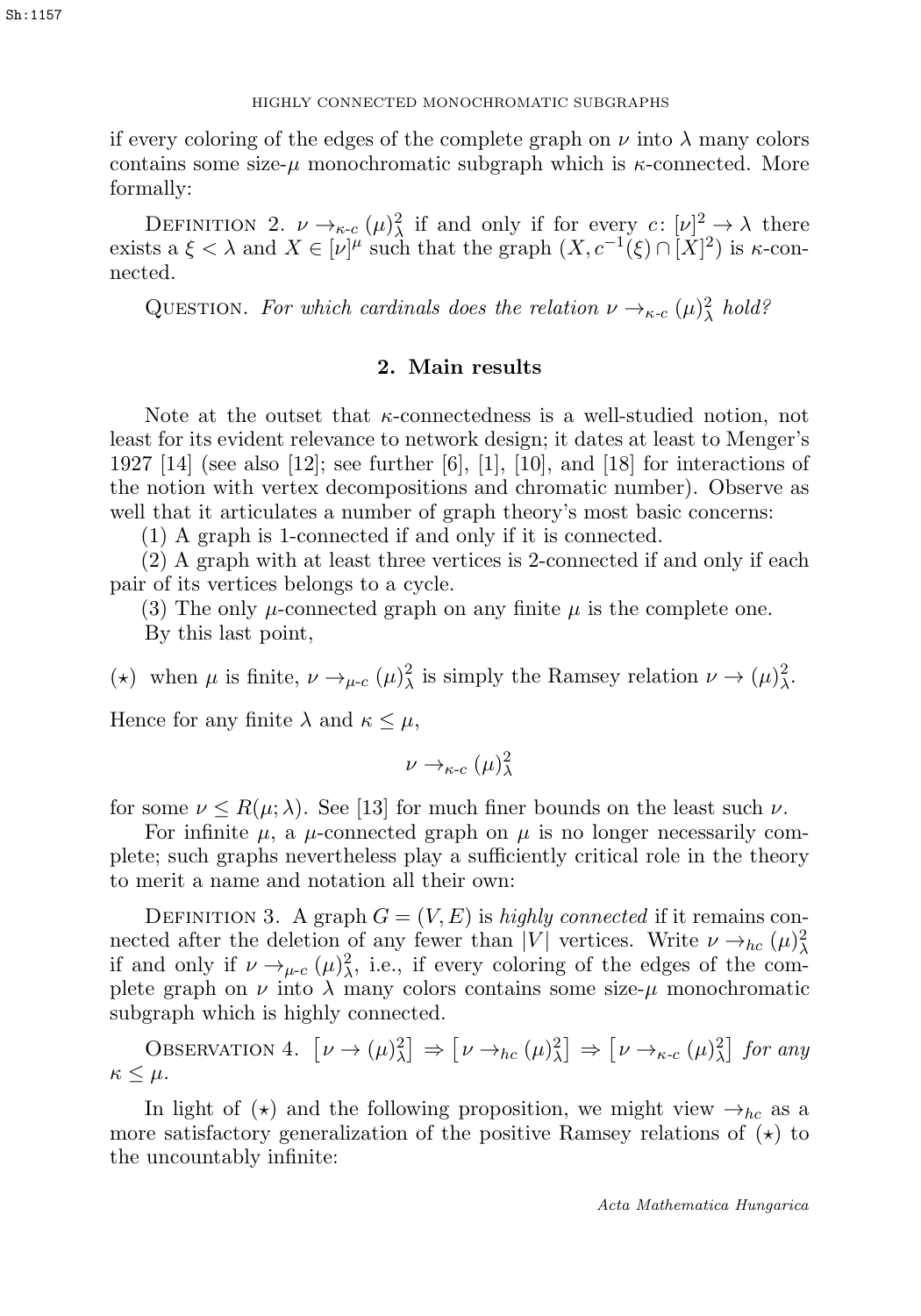if every coloring of the edges of the complete graph on $\nu$ into $\lambda$ many colors contains some size-$\mu$ monochromatic subgraph which is $\kappa$-connected. More formally:

Definition 2. $\nu \to_{\kappa\text{-}c} (\mu)^2_\lambda$ if and only if for every $c\colon [\nu]^2 \to \lambda$ there exists a $\xi < \lambda$ and $X \in [\nu]^\mu$ such that the graph $(X, c^{-1}(\xi) \cap [X]^2)$ is $\kappa$-connected.

Question. *For which cardinals does the relation $\nu \to_{\kappa\text{-}c} (\mu)^2_\lambda$ hold?*

## 2. Main results

Note at the outset that $\kappa$-connectedness is a well-studied notion, not least for its evident relevance to network design; it dates at least to Menger's 1927 [14] (see also [12]; see further [6], [1], [10], and [18] for interactions of the notion with vertex decompositions and chromatic number). Observe as well that it articulates a number of graph theory's most basic concerns:

(1) A graph is 1-connected if and only if it is connected.

(2) A graph with at least three vertices is 2-connected if and only if each pair of its vertices belongs to a cycle.

(3) The only $\mu$-connected graph on any finite $\mu$ is the complete one.

By this last point,

($\star$) when $\mu$ is finite, $\nu \to_{\mu\text{-}c} (\mu)^2_\lambda$ is simply the Ramsey relation $\nu \to (\mu)^2_\lambda$.

Hence for any finite $\lambda$ and $\kappa \le \mu$,

$$\nu \to_{\kappa\text{-}c} (\mu)^2_\lambda$$

for some $\nu \le R(\mu; \lambda)$. See [13] for much finer bounds on the least such $\nu$.

For infinite $\mu$, a $\mu$-connected graph on $\mu$ is no longer necessarily complete; such graphs nevertheless play a sufficiently critical role in the theory to merit a name and notation all their own:

Definition 3. A graph $G = (V, E)$ is *highly connected* if it remains connected after the deletion of any fewer than $|V|$ vertices. Write $\nu \to_{hc} (\mu)^2_\lambda$ if and only if $\nu \to_{\mu\text{-}c} (\mu)^2_\lambda$, i.e., if every coloring of the edges of the complete graph on $\nu$ into $\lambda$ many colors contains some size-$\mu$ monochromatic subgraph which is highly connected.

Observation 4. $\left[\nu \to (\mu)^2_\lambda\right] \Rightarrow \left[\nu \to_{hc} (\mu)^2_\lambda\right] \Rightarrow \left[\nu \to_{\kappa\text{-}c} (\mu)^2_\lambda\right]$ *for any $\kappa \le \mu$.*

In light of ($\star$) and the following proposition, we might view $\to_{hc}$ as a more satisfactory generalization of the positive Ramsey relations of ($\star$) to the uncountably infinite: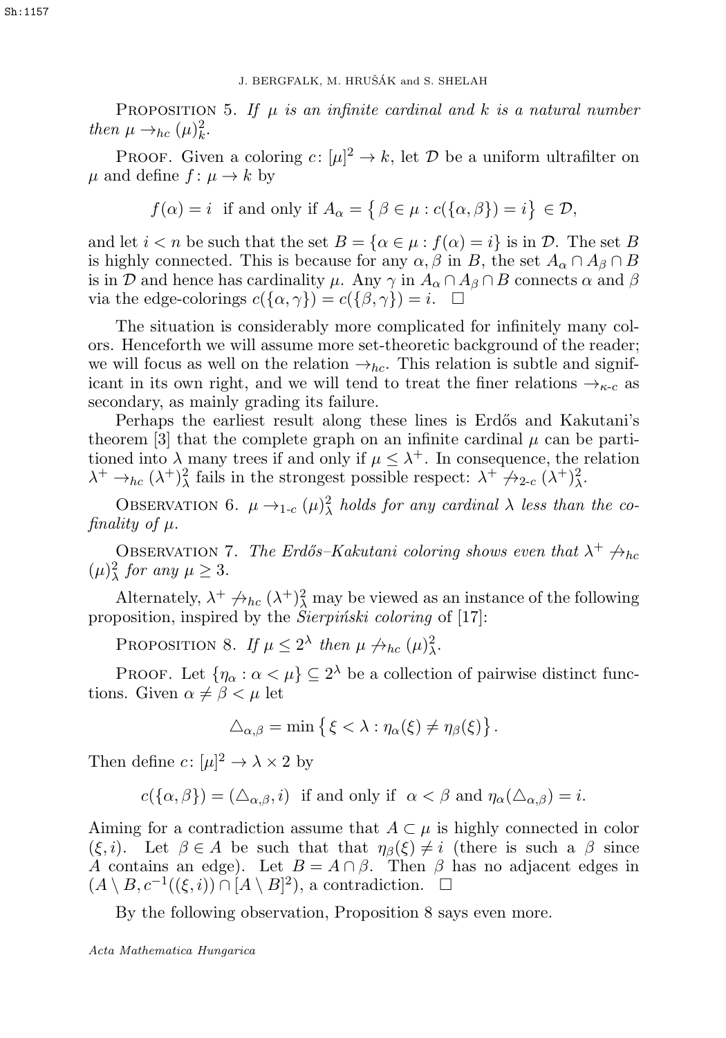Proposition 5. *If $\mu$ is an infinite cardinal and $k$ is a natural number then $\mu \to_{hc} (\mu)^2_k$.*

Proof. Given a coloring $c\colon [\mu]^2 \to k$, let $\mathcal{D}$ be a uniform ultrafilter on $\mu$ and define $f\colon \mu \to k$ by

$$f(\alpha) = i \text{ if and only if } A_\alpha = \left\{ \beta \in \mu : c(\{\alpha, \beta\}) = i \right\} \in \mathcal{D},$$

and let $i < n$ be such that the set $B = \{\alpha \in \mu : f(\alpha) = i\}$ is in $\mathcal{D}$. The set $B$ is highly connected. This is because for any $\alpha, \beta$ in $B$, the set $A_\alpha \cap A_\beta \cap B$ is in $\mathcal{D}$ and hence has cardinality $\mu$. Any $\gamma$ in $A_\alpha \cap A_\beta \cap B$ connects $\alpha$ and $\beta$ via the edge-colorings $c(\{\alpha, \gamma\}) = c(\{\beta, \gamma\}) = i$. $\square$

The situation is considerably more complicated for infinitely many colors. Henceforth we will assume more set-theoretic background of the reader; we will focus as well on the relation $\to_{hc}$. This relation is subtle and significant in its own right, and we will tend to treat the finer relations $\to_{\kappa\text{-}c}$ as secondary, as mainly grading its failure.

Perhaps the earliest result along these lines is Erdős and Kakutani's theorem [3] that the complete graph on an infinite cardinal $\mu$ can be partitioned into $\lambda$ many trees if and only if $\mu \leq \lambda^+$. In consequence, the relation $\lambda^+ \to_{hc} (\lambda^+)^2_\lambda$ fails in the strongest possible respect: $\lambda^+ \not\to_{2\text{-}c} (\lambda^+)^2_\lambda$.

Observation 6. *$\mu \to_{1\text{-}c} (\mu)^2_\lambda$ holds for any cardinal $\lambda$ less than the cofinality of $\mu$.*

Observation 7. *The Erdős–Kakutani coloring shows even that $\lambda^+ \not\to_{hc} (\mu)^2_\lambda$ for any $\mu \geq 3$.*

Alternately, $\lambda^+ \not\to_{hc} (\lambda^+)^2_\lambda$ may be viewed as an instance of the following proposition, inspired by the *Sierpiński coloring* of [17]:

Proposition 8. *If $\mu \leq 2^\lambda$ then $\mu \not\to_{hc} (\mu)^2_\lambda$.*

Proof. Let $\{\eta_\alpha : \alpha < \mu\} \subseteq 2^\lambda$ be a collection of pairwise distinct functions. Given $\alpha \neq \beta < \mu$ let

$$\triangle_{\alpha,\beta} = \min \left\{ \xi < \lambda : \eta_\alpha(\xi) \neq \eta_\beta(\xi) \right\}.$$

Then define $c\colon [\mu]^2 \to \lambda \times 2$ by

$$c(\{\alpha, \beta\}) = (\triangle_{\alpha,\beta}, i) \text{ if and only if } \alpha < \beta \text{ and } \eta_\alpha(\triangle_{\alpha,\beta}) = i.$$

Aiming for a contradiction assume that $A \subset \mu$ is highly connected in color $(\xi, i)$. Let $\beta \in A$ be such that that $\eta_\beta(\xi) \neq i$ (there is such a $\beta$ since $A$ contains an edge). Let $B = A \cap \beta$. Then $\beta$ has no adjacent edges in $(A \setminus B, c^{-1}((\xi, i)) \cap [A \setminus B]^2)$, a contradiction. $\square$

By the following observation, Proposition 8 says even more.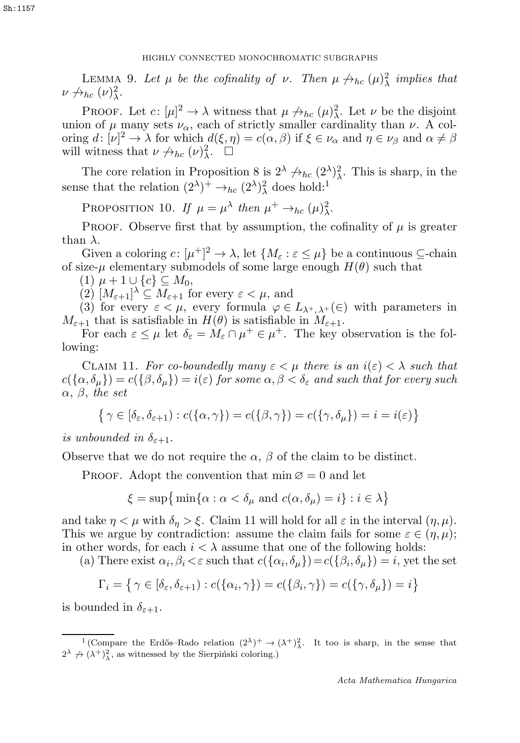Lemma 9. *Let $\mu$ be the cofinality of $\nu$. Then $\mu \not\to_{hc} (\mu)^2_\lambda$ implies that $\nu \not\to_{hc} (\nu)^2_\lambda$.*

Proof. Let $c\colon [\mu]^2 \to \lambda$ witness that $\mu \not\to_{hc} (\mu)^2_\lambda$. Let $\nu$ be the disjoint union of $\mu$ many sets $\nu_\alpha$, each of strictly smaller cardinality than $\nu$. A coloring $d\colon [\nu]^2 \to \lambda$ for which $d(\xi, \eta) = c(\alpha, \beta)$ if $\xi \in \nu_\alpha$ and $\eta \in \nu_\beta$ and $\alpha \neq \beta$ will witness that $\nu \not\to_{hc} (\nu)^2_\lambda$. $\square$

The core relation in Proposition 8 is $2^\lambda \not\to_{hc} (2^\lambda)^2_\lambda$. This is sharp, in the sense that the relation $(2^\lambda)^+ \to_{hc} (2^\lambda)^2_\lambda$ does hold:[1]

Proposition 10. *If $\mu = \mu^\lambda$ then $\mu^+ \to_{hc} (\mu)^2_\lambda$.*

Proof. Observe first that by assumption, the cofinality of $\mu$ is greater than $\lambda$.

Given a coloring $c\colon [\mu^+]^2 \to \lambda$, let $\{M_\varepsilon : \varepsilon \le \mu\}$ be a continuous $\subseteq$-chain of size-$\mu$ elementary submodels of some large enough $H(\theta)$ such that

(1) $\mu + 1 \cup \{c\} \subseteq M_0$,

(2) $[M_{\varepsilon+1}]^\lambda \subseteq M_{\varepsilon+1}$ for every $\varepsilon < \mu$, and

(3) for every $\varepsilon < \mu$, every formula $\varphi \in L_{\lambda^+,\lambda^+}(\in)$ with parameters in $M_{\varepsilon+1}$ that is satisfiable in $H(\theta)$ is satisfiable in $M_{\varepsilon+1}$.

For each $\varepsilon \le \mu$ let $\delta_\varepsilon = M_\varepsilon \cap \mu^+ \in \mu^+$. The key observation is the following:

Claim 11. *For co-boundedly many $\varepsilon < \mu$ there is an $i(\varepsilon) < \lambda$ such that $c(\{\alpha, \delta_\mu\}) = c(\{\beta, \delta_\mu\}) = i(\varepsilon)$ for some $\alpha, \beta < \delta_\varepsilon$ and such that for every such $\alpha$, $\beta$, the set*

$$\big\{\, \gamma \in [\delta_\varepsilon, \delta_{\varepsilon+1}) : c(\{\alpha, \gamma\}) = c(\{\beta, \gamma\}) = c(\{\gamma, \delta_\mu\}) = i = i(\varepsilon) \big\}$$

*is unbounded in $\delta_{\varepsilon+1}$.*

Observe that we do not require the $\alpha$, $\beta$ of the claim to be distinct.

Proof. Adopt the convention that $\min \varnothing = 0$ and let

$$\xi = \sup\big\{ \min\{\alpha : \alpha < \delta_\mu \text{ and } c(\alpha, \delta_\mu) = i\} : i \in \lambda \big\}$$

and take $\eta < \mu$ with $\delta_\eta > \xi$. Claim 11 will hold for all $\varepsilon$ in the interval $(\eta, \mu)$. This we argue by contradiction: assume the claim fails for some $\varepsilon \in (\eta, \mu)$; in other words, for each $i < \lambda$ assume that one of the following holds:

(a) There exist $\alpha_i, \beta_i < \varepsilon$ such that $c(\{\alpha_i, \delta_\mu\}) = c(\{\beta_i, \delta_\mu\}) = i$, yet the set

$$\Gamma_i = \big\{\, \gamma \in [\delta_\varepsilon, \delta_{\varepsilon+1}) : c(\{\alpha_i, \gamma\}) = c(\{\beta_i, \gamma\}) = c(\{\gamma, \delta_\mu\}) = i \big\}$$

is bounded in $\delta_{\varepsilon+1}$.

[1] (Compare the Erdős–Rado relation $(2^\lambda)^+ \to (\lambda^+)^2_\lambda$. It too is sharp, in the sense that $2^\lambda \not\to (\lambda^+)^2_\lambda$, as witnessed by the Sierpiński coloring.)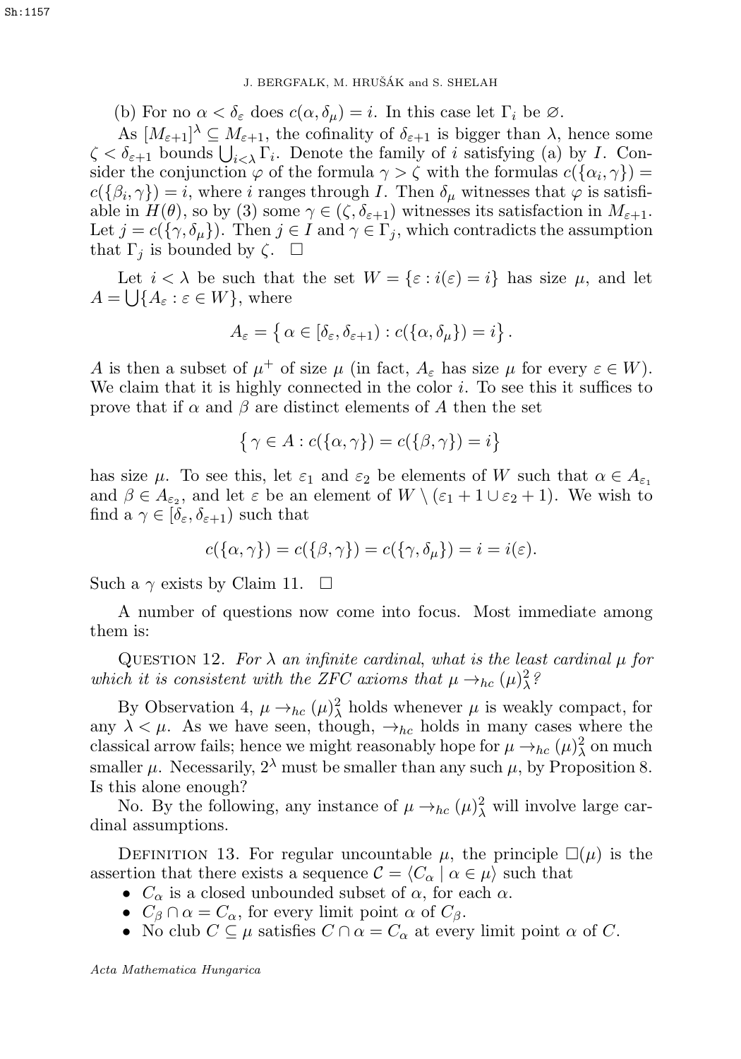(b) For no $\alpha < \delta_\varepsilon$ does $c(\alpha, \delta_\mu) = i$. In this case let $\Gamma_i$ be $\varnothing$.

As $[M_{\varepsilon+1}]^\lambda \subseteq M_{\varepsilon+1}$, the cofinality of $\delta_{\varepsilon+1}$ is bigger than $\lambda$, hence some $\zeta < \delta_{\varepsilon+1}$ bounds $\bigcup_{i<\lambda} \Gamma_i$. Denote the family of $i$ satisfying (a) by $I$. Consider the conjunction $\varphi$ of the formula $\gamma > \zeta$ with the formulas $c(\{\alpha_i, \gamma\}) = c(\{\beta_i, \gamma\}) = i$, where $i$ ranges through $I$. Then $\delta_\mu$ witnesses that $\varphi$ is satisfiable in $H(\theta)$, so by (3) some $\gamma \in (\zeta, \delta_{\varepsilon+1})$ witnesses its satisfaction in $M_{\varepsilon+1}$. Let $j = c(\{\gamma, \delta_\mu\})$. Then $j \in I$ and $\gamma \in \Gamma_j$, which contradicts the assumption that $\Gamma_j$ is bounded by $\zeta$. $\square$

Let $i < \lambda$ be such that the set $W = \{\varepsilon : i(\varepsilon) = i\}$ has size $\mu$, and let $A = \bigcup\{A_\varepsilon : \varepsilon \in W\}$, where

$$A_\varepsilon = \left\{ \alpha \in [\delta_\varepsilon, \delta_{\varepsilon+1}) : c(\{\alpha, \delta_\mu\}) = i \right\}.$$

$A$ is then a subset of $\mu^+$ of size $\mu$ (in fact, $A_\varepsilon$ has size $\mu$ for every $\varepsilon \in W$). We claim that it is highly connected in the color $i$. To see this it suffices to prove that if $\alpha$ and $\beta$ are distinct elements of $A$ then the set

$$\left\{ \gamma \in A : c(\{\alpha, \gamma\}) = c(\{\beta, \gamma\}) = i \right\}$$

has size $\mu$. To see this, let $\varepsilon_1$ and $\varepsilon_2$ be elements of $W$ such that $\alpha \in A_{\varepsilon_1}$ and $\beta \in A_{\varepsilon_2}$, and let $\varepsilon$ be an element of $W \setminus (\varepsilon_1 + 1 \cup \varepsilon_2 + 1)$. We wish to find a $\gamma \in [\delta_\varepsilon, \delta_{\varepsilon+1})$ such that

$$c(\{\alpha, \gamma\}) = c(\{\beta, \gamma\}) = c(\{\gamma, \delta_\mu\}) = i = i(\varepsilon).$$

Such a $\gamma$ exists by Claim 11. $\square$

A number of questions now come into focus. Most immediate among them is:

Question 12. *For $\lambda$ an infinite cardinal, what is the least cardinal $\mu$ for which it is consistent with the ZFC axioms that $\mu \to_{hc} (\mu)^2_\lambda$?*

By Observation 4, $\mu \to_{hc} (\mu)^2_\lambda$ holds whenever $\mu$ is weakly compact, for any $\lambda < \mu$. As we have seen, though, $\to_{hc}$ holds in many cases where the classical arrow fails; hence we might reasonably hope for $\mu \to_{hc} (\mu)^2_\lambda$ on much smaller $\mu$. Necessarily, $2^\lambda$ must be smaller than any such $\mu$, by Proposition 8. Is this alone enough?

No. By the following, any instance of $\mu \to_{hc} (\mu)^2_\lambda$ will involve large cardinal assumptions.

Definition 13. For regular uncountable $\mu$, the principle $\square(\mu)$ is the assertion that there exists a sequence $\mathcal{C} = \langle C_\alpha \mid \alpha \in \mu \rangle$ such that

- $C_\alpha$ is a closed unbounded subset of $\alpha$, for each $\alpha$.
- $C_\beta \cap \alpha = C_\alpha$, for every limit point $\alpha$ of $C_\beta$.
- No club $C \subseteq \mu$ satisfies $C \cap \alpha = C_\alpha$ at every limit point $\alpha$ of $C$.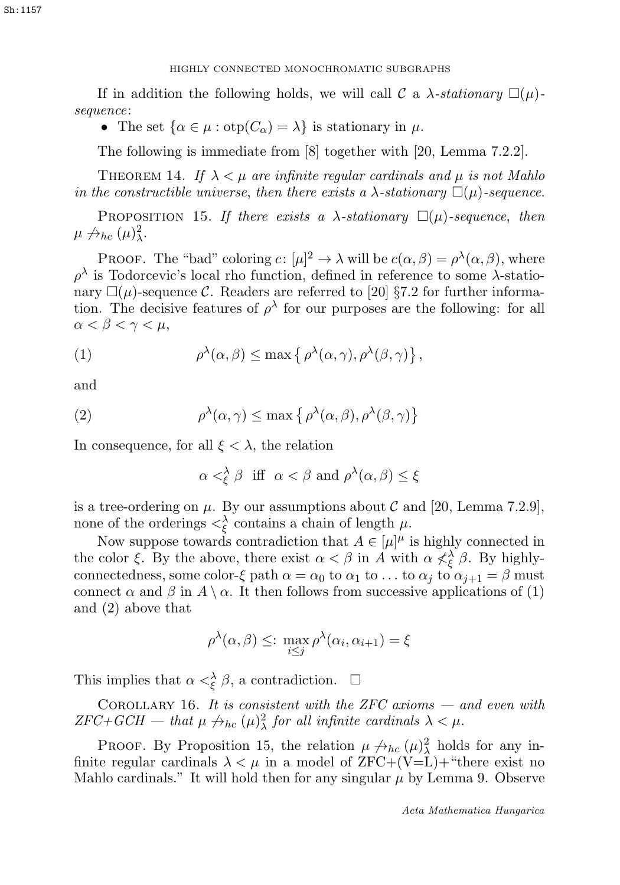If in addition the following holds, we will call $\mathcal{C}$ a *$\lambda$-stationary $\square(\mu)$-sequence*:

- The set $\{\alpha \in \mu : \mathrm{otp}(C_\alpha) = \lambda\}$ is stationary in $\mu$.

The following is immediate from [8] together with [20, Lemma 7.2.2].

Theorem 14. *If $\lambda < \mu$ are infinite regular cardinals and $\mu$ is not Mahlo in the constructible universe, then there exists a $\lambda$-stationary $\square(\mu)$-sequence.*

Proposition 15. *If there exists a $\lambda$-stationary $\square(\mu)$-sequence, then $\mu \not\to_{hc} (\mu)^2_\lambda$.*

Proof. The "bad" coloring $c \colon [\mu]^2 \to \lambda$ will be $c(\alpha, \beta) = \rho^\lambda(\alpha, \beta)$, where $\rho^\lambda$ is Todorcevic's local rho function, defined in reference to some $\lambda$-stationary $\square(\mu)$-sequence $\mathcal{C}$. Readers are referred to [20] §7.2 for further information. The decisive features of $\rho^\lambda$ for our purposes are the following: for all $\alpha < \beta < \gamma < \mu$,

$$\rho^\lambda(\alpha, \beta) \leq \max\left\{\rho^\lambda(\alpha, \gamma), \rho^\lambda(\beta, \gamma)\right\}, \tag{1}$$

and

$$\rho^\lambda(\alpha, \gamma) \leq \max\left\{\rho^\lambda(\alpha, \beta), \rho^\lambda(\beta, \gamma)\right\} \tag{2}$$

In consequence, for all $\xi < \lambda$, the relation

$$\alpha <^\lambda_\xi \beta \text{ iff } \alpha < \beta \text{ and } \rho^\lambda(\alpha, \beta) \leq \xi$$

is a tree-ordering on $\mu$. By our assumptions about $\mathcal{C}$ and [20, Lemma 7.2.9], none of the orderings $<^\lambda_\xi$ contains a chain of length $\mu$.

Now suppose towards contradiction that $A \in [\mu]^\mu$ is highly connected in the color $\xi$. By the above, there exist $\alpha < \beta$ in $A$ with $\alpha \not<^\lambda_\xi \beta$. By highly-connectedness, some color-$\xi$ path $\alpha = \alpha_0$ to $\alpha_1$ to ... to $\alpha_j$ to $\alpha_{j+1} = \beta$ must connect $\alpha$ and $\beta$ in $A \setminus \alpha$. It then follows from successive applications of (1) and (2) above that

$$\rho^\lambda(\alpha, \beta) \leq: \max_{i \leq j} \rho^\lambda(\alpha_i, \alpha_{i+1}) = \xi$$

This implies that $\alpha <^\lambda_\xi \beta$, a contradiction. $\square$

Corollary 16. *It is consistent with the ZFC axioms — and even with ZFC+GCH — that $\mu \not\to_{hc} (\mu)^2_\lambda$ for all infinite cardinals $\lambda < \mu$.*

Proof. By Proposition 15, the relation $\mu \not\to_{hc} (\mu)^2_\lambda$ holds for any infinite regular cardinals $\lambda < \mu$ in a model of ZFC+(V=L)+"there exist no Mahlo cardinals." It will hold then for any singular $\mu$ by Lemma 9. Observe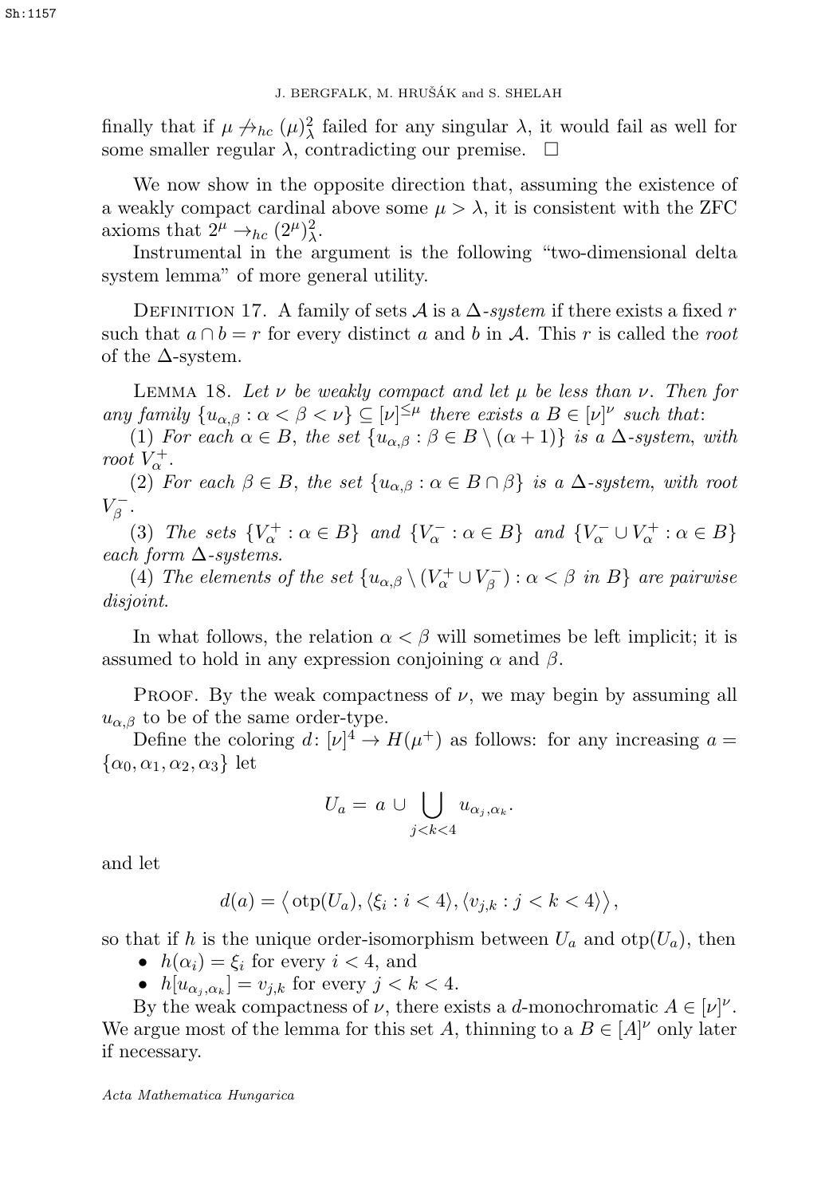finally that if $\mu \not\to_{hc} (\mu)^2_\lambda$ failed for any singular $\lambda$, it would fail as well for some smaller regular $\lambda$, contradicting our premise. $\square$

We now show in the opposite direction that, assuming the existence of a weakly compact cardinal above some $\mu > \lambda$, it is consistent with the ZFC axioms that $2^\mu \to_{hc} (2^\mu)^2_\lambda$.

Instrumental in the argument is the following "two-dimensional delta system lemma" of more general utility.

Definition 17. A family of sets $\mathcal{A}$ is a $\Delta$-*system* if there exists a fixed $r$ such that $a \cap b = r$ for every distinct $a$ and $b$ in $\mathcal{A}$. This $r$ is called the *root* of the $\Delta$-system.

Lemma 18. *Let $\nu$ be weakly compact and let $\mu$ be less than $\nu$. Then for any family $\{u_{\alpha,\beta} : \alpha < \beta < \nu\} \subseteq [\nu]^{\leq\mu}$ there exists a $B \in [\nu]^\nu$ such that:*

(1) *For each $\alpha \in B$, the set $\{u_{\alpha,\beta} : \beta \in B \setminus (\alpha+1)\}$ is a $\Delta$-system, with root $V^+_\alpha$.*

(2) *For each $\beta \in B$, the set $\{u_{\alpha,\beta} : \alpha \in B \cap \beta\}$ is a $\Delta$-system, with root $V^-_\beta$.*

(3) *The sets $\{V^+_\alpha : \alpha \in B\}$ and $\{V^-_\alpha : \alpha \in B\}$ and $\{V^-_\alpha \cup V^+_\alpha : \alpha \in B\}$ each form $\Delta$-systems.*

(4) *The elements of the set $\{u_{\alpha,\beta} \setminus (V^+_\alpha \cup V^-_\beta) : \alpha < \beta \text{ in } B\}$ are pairwise disjoint.*

In what follows, the relation $\alpha < \beta$ will sometimes be left implicit; it is assumed to hold in any expression conjoining $\alpha$ and $\beta$.

Proof. By the weak compactness of $\nu$, we may begin by assuming all $u_{\alpha,\beta}$ to be of the same order-type.

Define the coloring $d \colon [\nu]^4 \to H(\mu^+)$ as follows: for any increasing $a = \{\alpha_0, \alpha_1, \alpha_2, \alpha_3\}$ let

$$U_a = a \cup \bigcup_{j<k<4} u_{\alpha_j,\alpha_k}.$$

and let

$$d(a) = \big\langle \operatorname{otp}(U_a), \langle \xi_i : i < 4\rangle, \langle v_{j,k} : j < k < 4\rangle \big\rangle,$$

so that if $h$ is the unique order-isomorphism between $U_a$ and $\operatorname{otp}(U_a)$, then

- $h(\alpha_i) = \xi_i$ for every $i < 4$, and
- $h[u_{\alpha_j,\alpha_k}] = v_{j,k}$ for every $j < k < 4$.

By the weak compactness of $\nu$, there exists a $d$-monochromatic $A \in [\nu]^\nu$. We argue most of the lemma for this set $A$, thinning to a $B \in [A]^\nu$ only later if necessary.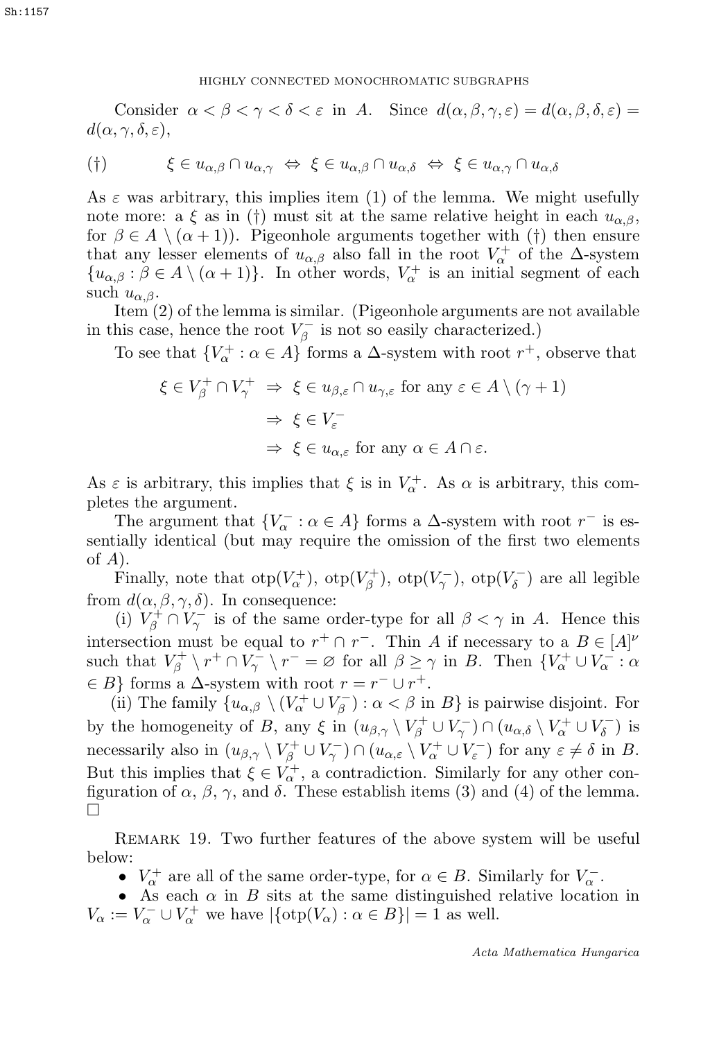Consider $\alpha < \beta < \gamma < \delta < \varepsilon$ in $A$. Since $d(\alpha, \beta, \gamma, \varepsilon) = d(\alpha, \beta, \delta, \varepsilon) = d(\alpha, \gamma, \delta, \varepsilon)$,

$$(\dagger) \qquad \xi \in u_{\alpha,\beta} \cap u_{\alpha,\gamma} \;\Leftrightarrow\; \xi \in u_{\alpha,\beta} \cap u_{\alpha,\delta} \;\Leftrightarrow\; \xi \in u_{\alpha,\gamma} \cap u_{\alpha,\delta}$$

As $\varepsilon$ was arbitrary, this implies item (1) of the lemma. We might usefully note more: a $\xi$ as in ($\dagger$) must sit at the same relative height in each $u_{\alpha,\beta}$, for $\beta \in A \setminus (\alpha + 1)$). Pigeonhole arguments together with ($\dagger$) then ensure that any lesser elements of $u_{\alpha,\beta}$ also fall in the root $V^+_\alpha$ of the $\Delta$-system $\{u_{\alpha,\beta} : \beta \in A \setminus (\alpha + 1)\}$. In other words, $V^+_\alpha$ is an initial segment of each such $u_{\alpha,\beta}$.

Item (2) of the lemma is similar. (Pigeonhole arguments are not available in this case, hence the root $V^-_\beta$ is not so easily characterized.)

To see that $\{V^+_\alpha : \alpha \in A\}$ forms a $\Delta$-system with root $r^+$, observe that

$$\begin{aligned}
\xi \in V^+_\beta \cap V^+_\gamma \;&\Rightarrow\; \xi \in u_{\beta,\varepsilon} \cap u_{\gamma,\varepsilon} \text{ for any } \varepsilon \in A \setminus (\gamma + 1)\\
&\Rightarrow\; \xi \in V^-_\varepsilon\\
&\Rightarrow\; \xi \in u_{\alpha,\varepsilon} \text{ for any } \alpha \in A \cap \varepsilon.
\end{aligned}$$

As $\varepsilon$ is arbitrary, this implies that $\xi$ is in $V^+_\alpha$. As $\alpha$ is arbitrary, this completes the argument.

The argument that $\{V^-_\alpha : \alpha \in A\}$ forms a $\Delta$-system with root $r^-$ is essentially identical (but may require the omission of the first two elements of $A$).

Finally, note that $\mathrm{otp}(V^+_\alpha)$, $\mathrm{otp}(V^+_\beta)$, $\mathrm{otp}(V^-_\gamma)$, $\mathrm{otp}(V^-_\delta)$ are all legible from $d(\alpha, \beta, \gamma, \delta)$. In consequence:

(i) $V^+_\beta \cap V^-_\gamma$ is of the same order-type for all $\beta < \gamma$ in $A$. Hence this intersection must be equal to $r^+ \cap r^-$. Thin $A$ if necessary to a $B \in [A]^\nu$ such that $V^+_\beta \setminus r^+ \cap V^-_\gamma \setminus r^- = \varnothing$ for all $\beta \geq \gamma$ in $B$. Then $\{V^+_\alpha \cup V^-_\alpha : \alpha \in B\}$ forms a $\Delta$-system with root $r = r^- \cup r^+$.

(ii) The family $\{u_{\alpha,\beta} \setminus (V^+_\alpha \cup V^-_\beta) : \alpha < \beta \text{ in } B\}$ is pairwise disjoint. For by the homogeneity of $B$, any $\xi$ in $(u_{\beta,\gamma} \setminus V^+_\beta \cup V^-_\gamma) \cap (u_{\alpha,\delta} \setminus V^+_\alpha \cup V^-_\delta)$ is necessarily also in $(u_{\beta,\gamma} \setminus V^+_\beta \cup V^-_\gamma) \cap (u_{\alpha,\varepsilon} \setminus V^+_\alpha \cup V^-_\varepsilon)$ for any $\varepsilon \neq \delta$ in $B$. But this implies that $\xi \in V^+_\alpha$, a contradiction. Similarly for any other configuration of $\alpha$, $\beta$, $\gamma$, and $\delta$. These establish items (3) and (4) of the lemma. $\square$

Remark 19. Two further features of the above system will be useful below:

- $V^+_\alpha$ are all of the same order-type, for $\alpha \in B$. Similarly for $V^-_\alpha$.
- As each $\alpha$ in $B$ sits at the same distinguished relative location in $V_\alpha := V^-_\alpha \cup V^+_\alpha$ we have $|\{\mathrm{otp}(V_\alpha) : \alpha \in B\}| = 1$ as well.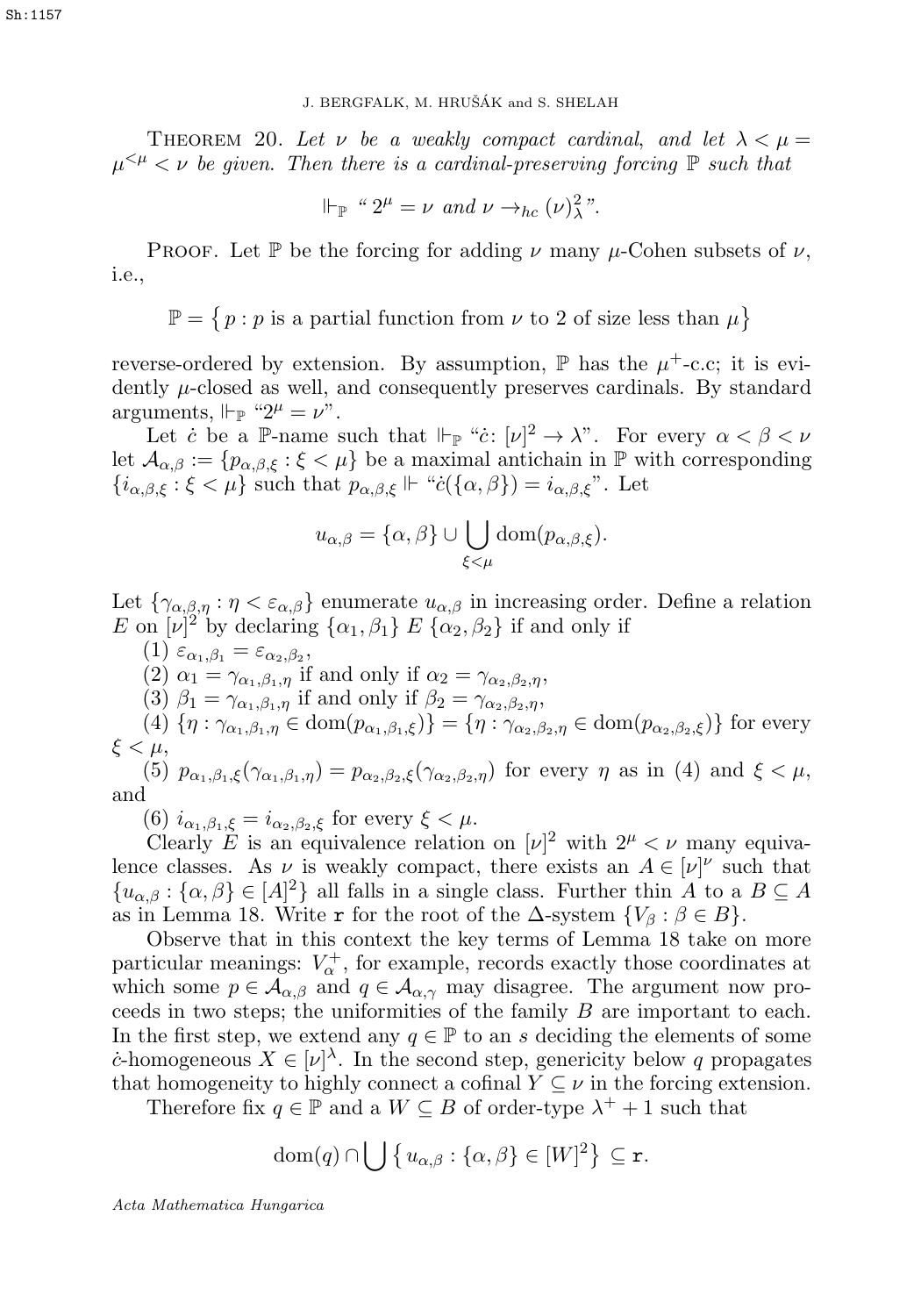**Theorem 20.** *Let $\nu$ be a weakly compact cardinal, and let $\lambda < \mu = \mu^{<\mu} < \nu$ be given. Then there is a cardinal-preserving forcing $\mathbb{P}$ such that*

$$\Vdash_{\mathbb{P}} \text{ “ } 2^{\mu} = \nu \text{ and } \nu \to_{hc} (\nu)^2_{\lambda} \text{”.}$$

Proof. Let $\mathbb{P}$ be the forcing for adding $\nu$ many $\mu$-Cohen subsets of $\nu$, i.e.,

$$\mathbb{P} = \{ p : p \text{ is a partial function from } \nu \text{ to } 2 \text{ of size less than } \mu \}$$

reverse-ordered by extension. By assumption, $\mathbb{P}$ has the $\mu^+$-c.c; it is evidently $\mu$-closed as well, and consequently preserves cardinals. By standard arguments, $\Vdash_{\mathbb{P}}$ “$2^{\mu} = \nu$”.

Let $\dot{c}$ be a $\mathbb{P}$-name such that $\Vdash_{\mathbb{P}}$ “$\dot{c}\colon [\nu]^2 \to \lambda$”. For every $\alpha < \beta < \nu$ let $\mathcal{A}_{\alpha,\beta} := \{p_{\alpha,\beta,\xi} : \xi < \mu\}$ be a maximal antichain in $\mathbb{P}$ with corresponding $\{i_{\alpha,\beta,\xi} : \xi < \mu\}$ such that $p_{\alpha,\beta,\xi} \Vdash$ “$\dot{c}(\{\alpha,\beta\}) = i_{\alpha,\beta,\xi}$”. Let

$$u_{\alpha,\beta} = \{\alpha,\beta\} \cup \bigcup_{\xi<\mu} \mathrm{dom}(p_{\alpha,\beta,\xi}).$$

Let $\{\gamma_{\alpha,\beta,\eta} : \eta < \varepsilon_{\alpha,\beta}\}$ enumerate $u_{\alpha,\beta}$ in increasing order. Define a relation $E$ on $[\nu]^2$ by declaring $\{\alpha_1,\beta_1\}\ E\ \{\alpha_2,\beta_2\}$ if and only if

(1) $\varepsilon_{\alpha_1,\beta_1} = \varepsilon_{\alpha_2,\beta_2}$,

(2) $\alpha_1 = \gamma_{\alpha_1,\beta_1,\eta}$ if and only if $\alpha_2 = \gamma_{\alpha_2,\beta_2,\eta}$,

(3) $\beta_1 = \gamma_{\alpha_1,\beta_1,\eta}$ if and only if $\beta_2 = \gamma_{\alpha_2,\beta_2,\eta}$,

(4) $\{\eta : \gamma_{\alpha_1,\beta_1,\eta} \in \mathrm{dom}(p_{\alpha_1,\beta_1,\xi})\} = \{\eta : \gamma_{\alpha_2,\beta_2,\eta} \in \mathrm{dom}(p_{\alpha_2,\beta_2,\xi})\}$ for every $\xi < \mu$,

(5) $p_{\alpha_1,\beta_1,\xi}(\gamma_{\alpha_1,\beta_1,\eta}) = p_{\alpha_2,\beta_2,\xi}(\gamma_{\alpha_2,\beta_2,\eta})$ for every $\eta$ as in (4) and $\xi < \mu$, and

(6) $i_{\alpha_1,\beta_1,\xi} = i_{\alpha_2,\beta_2,\xi}$ for every $\xi < \mu$.

Clearly $E$ is an equivalence relation on $[\nu]^2$ with $2^{\mu} < \nu$ many equivalence classes. As $\nu$ is weakly compact, there exists an $A \in [\nu]^{\nu}$ such that $\{u_{\alpha,\beta} : \{\alpha,\beta\} \in [A]^2\}$ all falls in a single class. Further thin $A$ to a $B \subseteq A$ as in Lemma 18. Write $\mathtt{r}$ for the root of the $\Delta$-system $\{V_{\beta} : \beta \in B\}$.

Observe that in this context the key terms of Lemma 18 take on more particular meanings: $V^+_{\alpha}$, for example, records exactly those coordinates at which some $p \in \mathcal{A}_{\alpha,\beta}$ and $q \in \mathcal{A}_{\alpha,\gamma}$ may disagree. The argument now proceeds in two steps; the uniformities of the family $B$ are important to each. In the first step, we extend any $q \in \mathbb{P}$ to an $s$ deciding the elements of some $\dot{c}$-homogeneous $X \in [\nu]^{\lambda}$. In the second step, genericity below $q$ propagates that homogeneity to highly connect a cofinal $Y \subseteq \nu$ in the forcing extension.

Therefore fix $q \in \mathbb{P}$ and a $W \subseteq B$ of order-type $\lambda^+ + 1$ such that

$$\mathrm{dom}(q) \cap \bigcup \{ u_{\alpha,\beta} : \{\alpha,\beta\} \in [W]^2 \} \subseteq \mathtt{r}.$$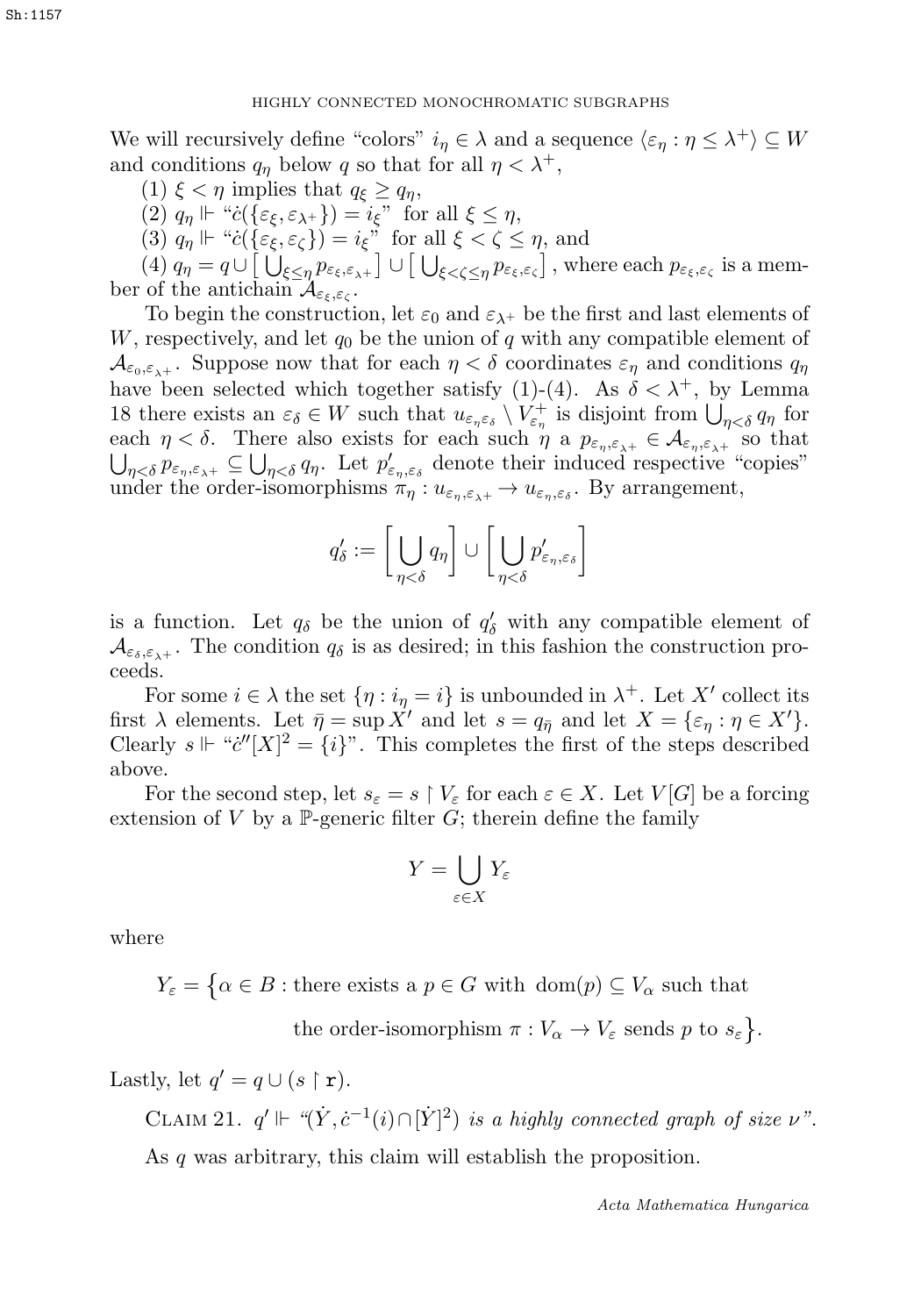We will recursively define "colors" $i_\eta \in \lambda$ and a sequence $\langle \varepsilon_\eta : \eta \leq \lambda^+ \rangle \subseteq W$ and conditions $q_\eta$ below $q$ so that for all $\eta < \lambda^+$,

(1) $\xi < \eta$ implies that $q_\xi \geq q_\eta$,

(2) $q_\eta \Vdash$ "$\dot{c}(\{\varepsilon_\xi, \varepsilon_{\lambda^+}\}) = i_\xi$" for all $\xi \leq \eta$,

(3) $q_\eta \Vdash$ "$\dot{c}(\{\varepsilon_\xi, \varepsilon_\zeta\}) = i_\xi$" for all $\xi < \zeta \leq \eta$, and

(4) $q_\eta = q \cup \big[\bigcup_{\xi \leq \eta} p_{\varepsilon_\xi, \varepsilon_{\lambda^+}}\big] \cup \big[\bigcup_{\xi < \zeta \leq \eta} p_{\varepsilon_\xi, \varepsilon_\zeta}\big]$, where each $p_{\varepsilon_\xi, \varepsilon_\zeta}$ is a member of the antichain $\mathcal{A}_{\varepsilon_\xi, \varepsilon_\zeta}$.

To begin the construction, let $\varepsilon_0$ and $\varepsilon_{\lambda^+}$ be the first and last elements of $W$, respectively, and let $q_0$ be the union of $q$ with any compatible element of $\mathcal{A}_{\varepsilon_0, \varepsilon_{\lambda^+}}$. Suppose now that for each $\eta < \delta$ coordinates $\varepsilon_\eta$ and conditions $q_\eta$ have been selected which together satisfy (1)-(4). As $\delta < \lambda^+$, by Lemma 18 there exists an $\varepsilon_\delta \in W$ such that $u_{\varepsilon_\eta \varepsilon_\delta} \setminus V^+_{\varepsilon_\eta}$ is disjoint from $\bigcup_{\eta < \delta} q_\eta$ for each $\eta < \delta$. There also exists for each such $\eta$ a $p_{\varepsilon_\eta, \varepsilon_{\lambda^+}} \in \mathcal{A}_{\varepsilon_\eta, \varepsilon_{\lambda^+}}$ so that $\bigcup_{\eta < \delta} p_{\varepsilon_\eta, \varepsilon_{\lambda^+}} \subseteq \bigcup_{\eta < \delta} q_\eta$. Let $p'_{\varepsilon_\eta, \varepsilon_\delta}$ denote their induced respective "copies" under the order-isomorphisms $\pi_\eta : u_{\varepsilon_\eta, \varepsilon_{\lambda^+}} \to u_{\varepsilon_\eta, \varepsilon_\delta}$. By arrangement,

$$q'_\delta := \left[\bigcup_{\eta < \delta} q_\eta\right] \cup \left[\bigcup_{\eta < \delta} p'_{\varepsilon_\eta, \varepsilon_\delta}\right]$$

is a function. Let $q_\delta$ be the union of $q'_\delta$ with any compatible element of $\mathcal{A}_{\varepsilon_\delta, \varepsilon_{\lambda^+}}$. The condition $q_\delta$ is as desired; in this fashion the construction proceeds.

For some $i \in \lambda$ the set $\{\eta : i_\eta = i\}$ is unbounded in $\lambda^+$. Let $X'$ collect its first $\lambda$ elements. Let $\bar{\eta} = \sup X'$ and let $s = q_{\bar{\eta}}$ and let $X = \{\varepsilon_\eta : \eta \in X'\}$. Clearly $s \Vdash$ "$\dot{c}''[X]^2 = \{i\}$". This completes the first of the steps described above.

For the second step, let $s_\varepsilon = s \restriction V_\varepsilon$ for each $\varepsilon \in X$. Let $V[G]$ be a forcing extension of $V$ by a $\mathbb{P}$-generic filter $G$; therein define the family

$$Y = \bigcup_{\varepsilon \in X} Y_\varepsilon$$

where

$$Y_\varepsilon = \big\{\alpha \in B : \text{there exists a } p \in G \text{ with } \operatorname{dom}(p) \subseteq V_\alpha \text{ such that the order-isomorphism } \pi : V_\alpha \to V_\varepsilon \text{ sends } p \text{ to } s_\varepsilon\big\}.$$

Lastly, let $q' = q \cup (s \restriction \mathbf{r})$.

Claim 21. *$q' \Vdash$ "$(\dot{Y}, \dot{c}^{-1}(i) \cap [\dot{Y}]^2)$ is a highly connected graph of size $\nu$".*

As $q$ was arbitrary, this claim will establish the proposition.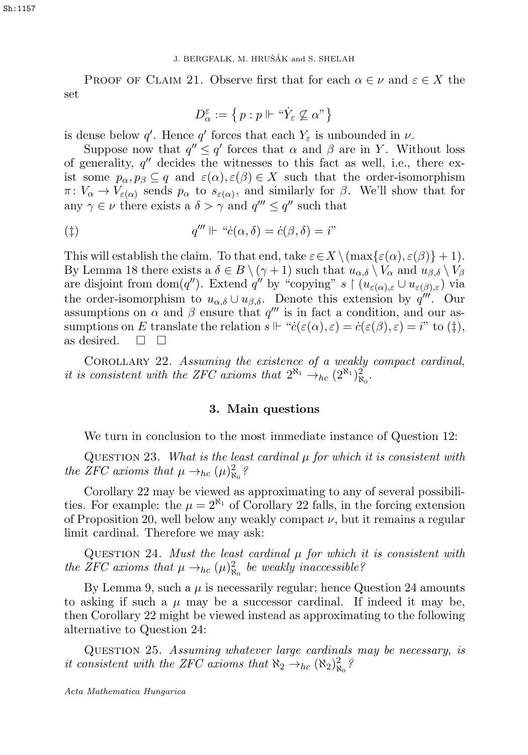Proof of Claim 21. Observe first that for each $\alpha \in \nu$ and $\varepsilon \in X$ the set

$$D^{\varepsilon}_{\alpha} := \{\, p : p \Vdash \text{“}\dot{Y}_{\varepsilon} \nsubseteq \alpha\text{”} \}$$

is dense below $q'$. Hence $q'$ forces that each $Y_\varepsilon$ is unbounded in $\nu$.

Suppose now that $q'' \leq q'$ forces that $\alpha$ and $\beta$ are in $Y$. Without loss of generality, $q''$ decides the witnesses to this fact as well, i.e., there exist some $p_\alpha, p_\beta \subseteq q$ and $\varepsilon(\alpha), \varepsilon(\beta) \in X$ such that the order-isomorphism $\pi \colon V_\alpha \to V_{\varepsilon(\alpha)}$ sends $p_\alpha$ to $s_{\varepsilon(\alpha)}$, and similarly for $\beta$. We'll show that for any $\gamma \in \nu$ there exists a $\delta > \gamma$ and $q''' \leq q''$ such that

$$(\ddagger) \qquad q''' \Vdash \text{“}\dot{c}(\alpha, \delta) = \dot{c}(\beta, \delta) = i\text{”}$$

This will establish the claim. To that end, take $\varepsilon \in X \setminus (\max\{\varepsilon(\alpha), \varepsilon(\beta)\} + 1)$. By Lemma 18 there exists a $\delta \in B \setminus (\gamma + 1)$ such that $u_{\alpha,\delta} \setminus V_\alpha$ and $u_{\beta,\delta} \setminus V_\beta$ are disjoint from $\mathrm{dom}(q'')$. Extend $q''$ by "copying" $s \restriction (u_{\varepsilon(\alpha),\varepsilon} \cup u_{\varepsilon(\beta),\varepsilon})$ via the order-isomorphism to $u_{\alpha,\delta} \cup u_{\beta,\delta}$. Denote this extension by $q'''$. Our assumptions on $\alpha$ and $\beta$ ensure that $q'''$ is in fact a condition, and our assumptions on $E$ translate the relation $s \Vdash \text{“}\dot{c}(\varepsilon(\alpha), \varepsilon) = \dot{c}(\varepsilon(\beta), \varepsilon) = i\text{”}$ to $(\ddagger)$, as desired. $\square$ $\square$

Corollary 22. *Assuming the existence of a weakly compact cardinal, it is consistent with the ZFC axioms that $2^{\aleph_1} \to_{hc} (2^{\aleph_1})^2_{\aleph_0}$.*

## 3. Main questions

We turn in conclusion to the most immediate instance of Question 12:

Question 23. *What is the least cardinal $\mu$ for which it is consistent with the ZFC axioms that $\mu \to_{hc} (\mu)^2_{\aleph_0}$?*

Corollary 22 may be viewed as approximating to any of several possibilities. For example: the $\mu = 2^{\aleph_1}$ of Corollary 22 falls, in the forcing extension of Proposition 20, well below any weakly compact $\nu$, but it remains a regular limit cardinal. Therefore we may ask:

Question 24. *Must the least cardinal $\mu$ for which it is consistent with the ZFC axioms that $\mu \to_{hc} (\mu)^2_{\aleph_0}$ be weakly inaccessible?*

By Lemma 9, such a $\mu$ is necessarily regular; hence Question 24 amounts to asking if such a $\mu$ may be a successor cardinal. If indeed it may be, then Corollary 22 might be viewed instead as approximating to the following alternative to Question 24:

Question 25. *Assuming whatever large cardinals may be necessary, is it consistent with the ZFC axioms that $\aleph_2 \to_{hc} (\aleph_2)^2_{\aleph_0}$?*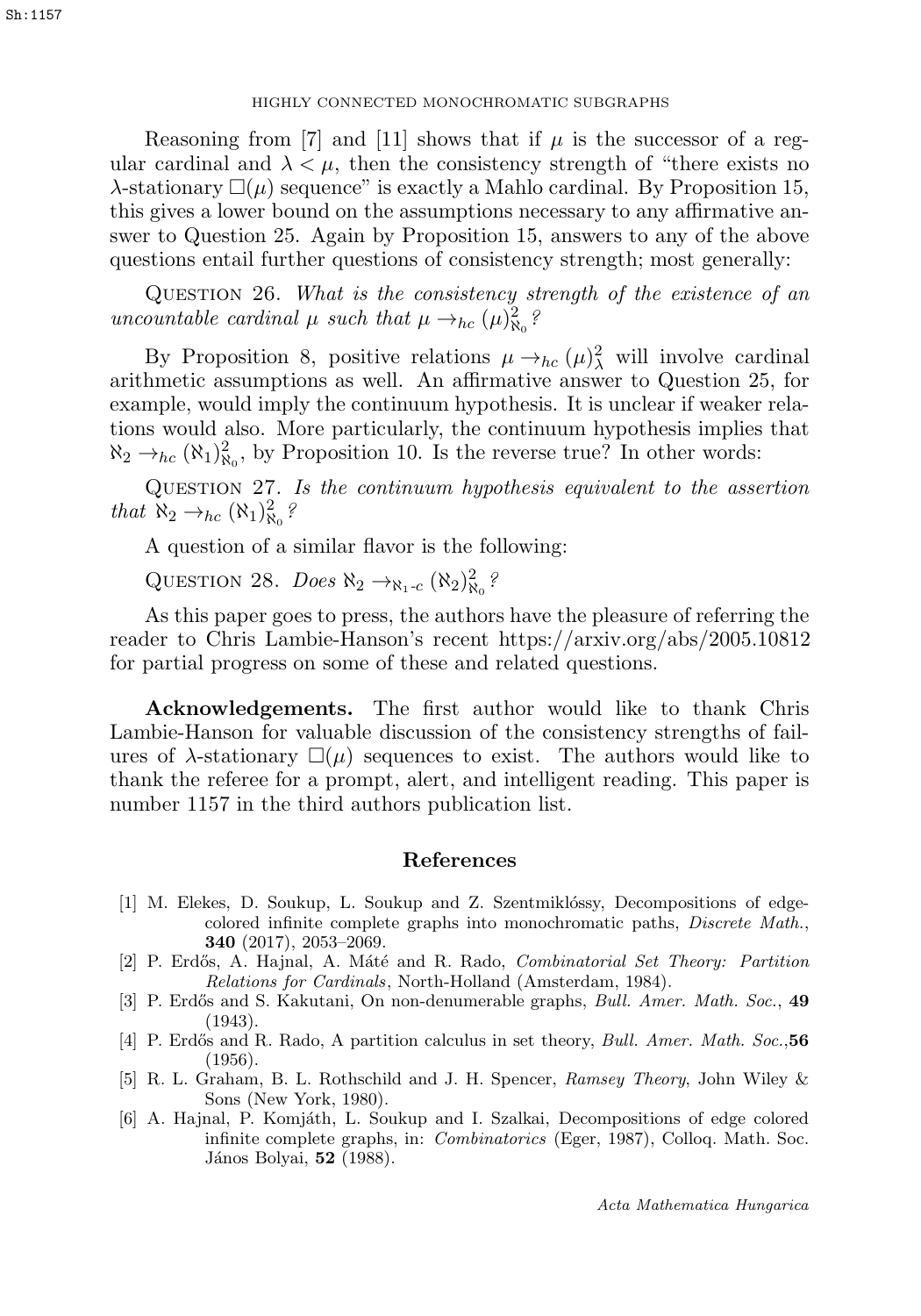Reasoning from [7] and [11] shows that if $\mu$ is the successor of a regular cardinal and $\lambda < \mu$, then the consistency strength of "there exists no $\lambda$-stationary $\square(\mu)$ sequence" is exactly a Mahlo cardinal. By Proposition 15, this gives a lower bound on the assumptions necessary to any affirmative answer to Question 25. Again by Proposition 15, answers to any of the above questions entail further questions of consistency strength; most generally:

Question 26. *What is the consistency strength of the existence of an uncountable cardinal $\mu$ such that $\mu \to_{hc} (\mu)^2_{\aleph_0}$?*

By Proposition 8, positive relations $\mu \to_{hc} (\mu)^2_\lambda$ will involve cardinal arithmetic assumptions as well. An affirmative answer to Question 25, for example, would imply the continuum hypothesis. It is unclear if weaker relations would also. More particularly, the continuum hypothesis implies that $\aleph_2 \to_{hc} (\aleph_1)^2_{\aleph_0}$, by Proposition 10. Is the reverse true? In other words:

Question 27. *Is the continuum hypothesis equivalent to the assertion that $\aleph_2 \to_{hc} (\aleph_1)^2_{\aleph_0}$?*

A question of a similar flavor is the following:

Question 28. *Does $\aleph_2 \to_{\aleph_1\text{-}c} (\aleph_2)^2_{\aleph_0}$?*

As this paper goes to press, the authors have the pleasure of referring the reader to Chris Lambie-Hanson's recent https://arxiv.org/abs/2005.10812 for partial progress on some of these and related questions.

**Acknowledgements.** The first author would like to thank Chris Lambie-Hanson for valuable discussion of the consistency strengths of failures of $\lambda$-stationary $\square(\mu)$ sequences to exist. The authors would like to thank the referee for a prompt, alert, and intelligent reading. This paper is number 1157 in the third authors publication list.

## References

[1] M. Elekes, D. Soukup, L. Soukup and Z. Szentmiklóssy, Decompositions of edge-colored infinite complete graphs into monochromatic paths, *Discrete Math.*, **340** (2017), 2053–2069.

[2] P. Erdős, A. Hajnal, A. Máté and R. Rado, *Combinatorial Set Theory: Partition Relations for Cardinals*, North-Holland (Amsterdam, 1984).

[3] P. Erdős and S. Kakutani, On non-denumerable graphs, *Bull. Amer. Math. Soc.*, **49** (1943).

[4] P. Erdős and R. Rado, A partition calculus in set theory, *Bull. Amer. Math. Soc.*, **56** (1956).

[5] R. L. Graham, B. L. Rothschild and J. H. Spencer, *Ramsey Theory*, John Wiley & Sons (New York, 1980).

[6] A. Hajnal, P. Komjáth, L. Soukup and I. Szalkai, Decompositions of edge colored infinite complete graphs, in: *Combinatorics* (Eger, 1987), Colloq. Math. Soc. János Bolyai, **52** (1988).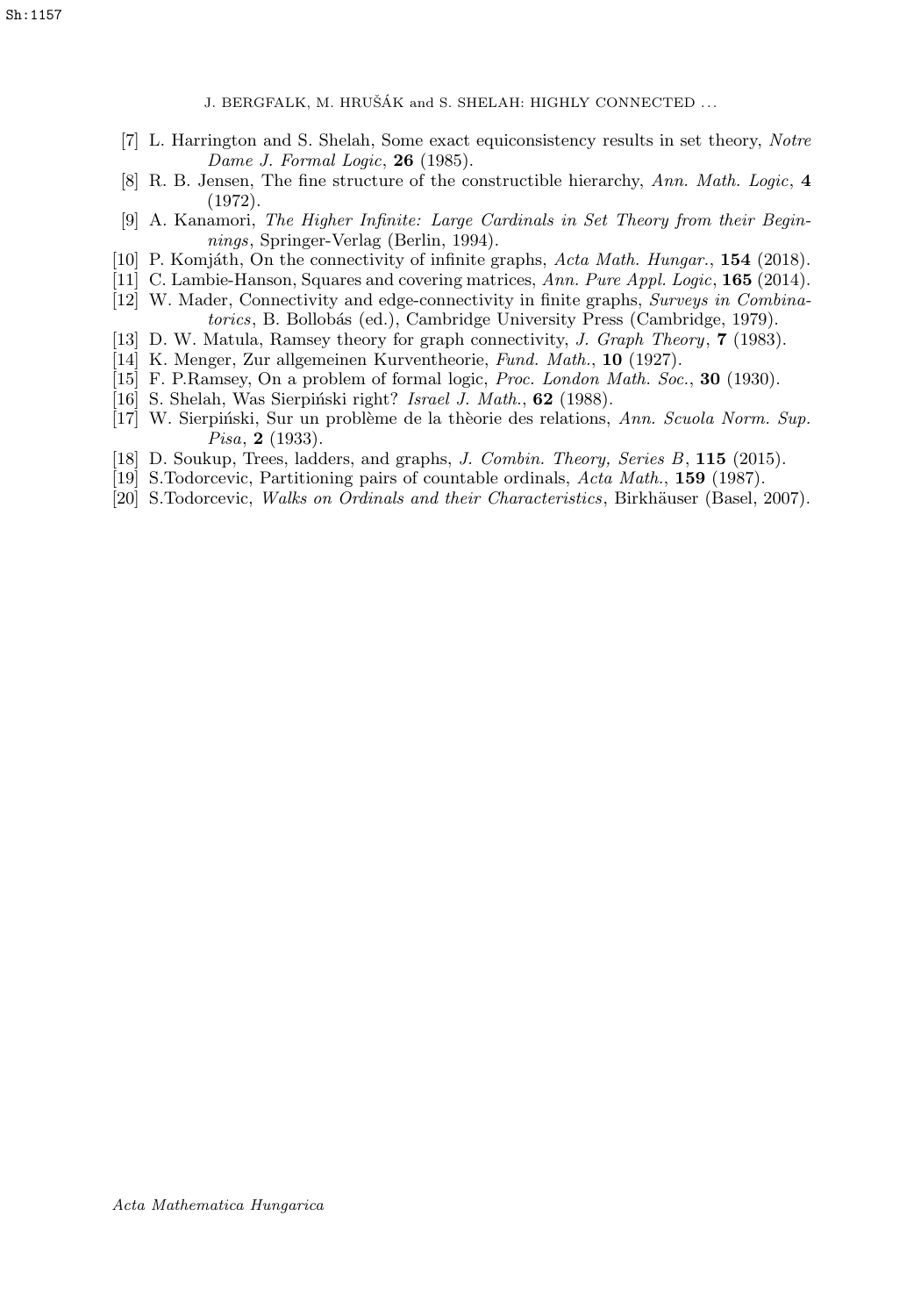[7] L. Harrington and S. Shelah, Some exact equiconsistency results in set theory, *Notre Dame J. Formal Logic*, **26** (1985).

[8] R. B. Jensen, The fine structure of the constructible hierarchy, *Ann. Math. Logic*, **4** (1972).

[9] A. Kanamori, *The Higher Infinite: Large Cardinals in Set Theory from their Beginnings*, Springer-Verlag (Berlin, 1994).

[10] P. Komjáth, On the connectivity of infinite graphs, *Acta Math. Hungar.*, **154** (2018).

[11] C. Lambie-Hanson, Squares and covering matrices, *Ann. Pure Appl. Logic*, **165** (2014).

[12] W. Mader, Connectivity and edge-connectivity in finite graphs, *Surveys in Combinatorics*, B. Bollobás (ed.), Cambridge University Press (Cambridge, 1979).

[13] D. W. Matula, Ramsey theory for graph connectivity, *J. Graph Theory*, **7** (1983).

[14] K. Menger, Zur allgemeinen Kurventheorie, *Fund. Math.*, **10** (1927).

[15] F. P.Ramsey, On a problem of formal logic, *Proc. London Math. Soc.*, **30** (1930).

[16] S. Shelah, Was Sierpiński right? *Israel J. Math.*, **62** (1988).

[17] W. Sierpiński, Sur un problème de la thèorie des relations, *Ann. Scuola Norm. Sup. Pisa*, **2** (1933).

[18] D. Soukup, Trees, ladders, and graphs, *J. Combin. Theory, Series B*, **115** (2015).

[19] S.Todorcevic, Partitioning pairs of countable ordinals, *Acta Math.*, **159** (1987).

[20] S.Todorcevic, *Walks on Ordinals and their Characteristics*, Birkhäuser (Basel, 2007).